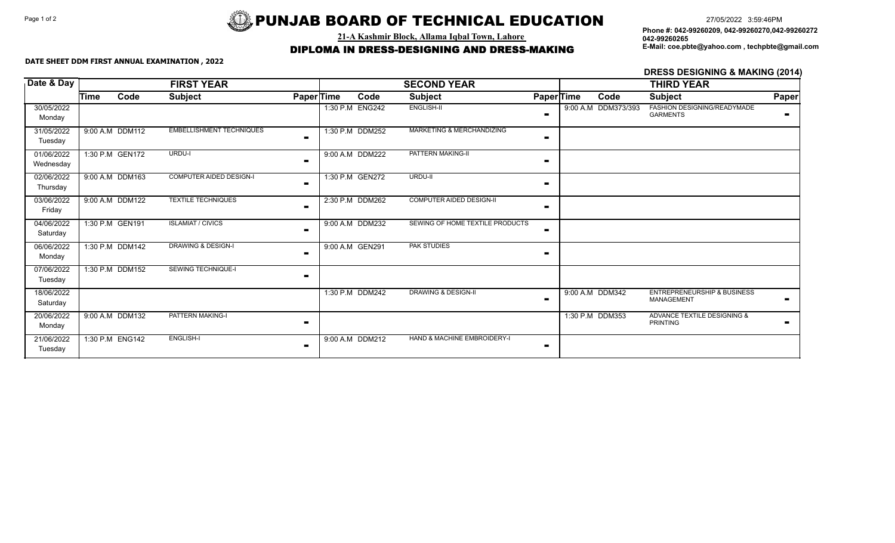# PUNJAB BOARD OF TECHNICAL EDUCATION

27/05/2022 3:59:46PM

**21-A Kashmir Block, Allama Iqbal Town, Lahore**

**Phone #: 042-99260209, 042-99260270,042-99260272 042-99260265**
**E-Mail: coe.pbte@yahoo.com , techpbte@gmail.com**

## DIPLOMA IN DRESS-DESIGNING AND DRESS-MAKING

**DATE SHEET DDM FIRST ANNUAL EXAMINATION , 2022**

**DRESS DESIGNING & MAKING (2014)**

| Date & Day | FIRST YEAR | | | | SECOND YEAR | | | | THIRD YEAR | | | |
|---|---|---|---|---|---|---|---|---|---|---|---|---|
| | Time | Code | Subject | Paper | Time | Code | Subject | Paper | Time | Code | Subject | Paper |
| 30/05/2022 Monday | | | | | 1:30 P.M | ENG242 | ENGLISH-II | - | 9:00 A.M | DDM373/393 | FASHION DESIGNING/READYMADE GARMENTS | - |
| 31/05/2022 Tuesday | 9:00 A.M | DDM112 | EMBELLISHMENT TECHNIQUES | - | 1:30 P.M | DDM252 | MARKETING & MERCHANDIZING | - | | | | |
| 01/06/2022 Wednesday | 1:30 P.M | GEN172 | URDU-I | - | 9:00 A.M | DDM222 | PATTERN MAKING-II | - | | | | |
| 02/06/2022 Thursday | 9:00 A.M | DDM163 | COMPUTER AIDED DESIGN-I | - | 1:30 P.M | GEN272 | URDU-II | - | | | | |
| 03/06/2022 Friday | 9:00 A.M | DDM122 | TEXTILE TECHNIQUES | - | 2:30 P.M | DDM262 | COMPUTER AIDED DESIGN-II | - | | | | |
| 04/06/2022 Saturday | 1:30 P.M | GEN191 | ISLAMIAT / CIVICS | - | 9:00 A.M | DDM232 | SEWING OF HOME TEXTILE PRODUCTS | - | | | | |
| 06/06/2022 Monday | 1:30 P.M | DDM142 | DRAWING & DESIGN-I | - | 9:00 A.M | GEN291 | PAK STUDIES | - | | | | |
| 07/06/2022 Tuesday | 1:30 P.M | DDM152 | SEWING TECHNIQUE-I | - | | | | | | | | |
| 18/06/2022 Saturday | | | | | 1:30 P.M | DDM242 | DRAWING & DESIGN-II | - | 9:00 A.M | DDM342 | ENTREPRENEURSHIP & BUSINESS MANAGEMENT | - |
| 20/06/2022 Monday | 9:00 A.M | DDM132 | PATTERN MAKING-I | - | | | | | 1:30 P.M | DDM353 | ADVANCE TEXTILE DESIGNING & PRINTING | - |
| 21/06/2022 Tuesday | 1:30 P.M | ENG142 | ENGLISH-I | - | 9:00 A.M | DDM212 | HAND & MACHINE EMBROIDERY-I | - | | | | |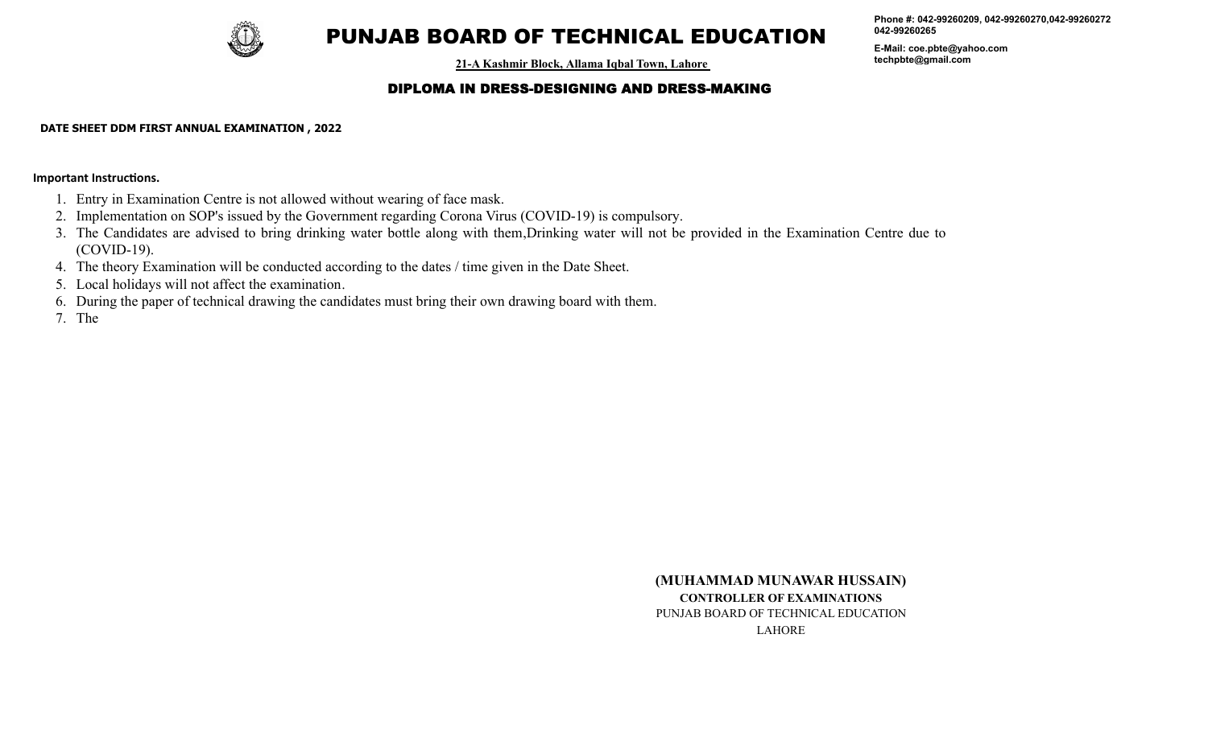# PUNJAB BOARD OF TECHNICAL EDUCATION

**21-A Kashmir Block, Allama Iqbal Town, Lahore**

**Phone #: 042-99260209, 042-99260270,042-99260272 042-99260265**

**E-Mail: coe.pbte@yahoo.com techpbte@gmail.com**

## DIPLOMA IN DRESS-DESIGNING AND DRESS-MAKING

**DATE SHEET DDM FIRST ANNUAL EXAMINATION , 2022**

**Important Instructions.**

1. Entry in Examination Centre is not allowed without wearing of face mask.
2. Implementation on SOP's issued by the Government regarding Corona Virus (COVID-19) is compulsory.
3. The Candidates are advised to bring drinking water bottle along with them,Drinking water will not be provided in the Examination Centre due to (COVID-19).
4. The theory Examination will be conducted according to the dates / time given in the Date Sheet.
5. Local holidays will not affect the examination.
6. During the paper of technical drawing the candidates must bring their own drawing board with them.
7. The

**(MUHAMMAD MUNAWAR HUSSAIN)**
**CONTROLLER OF EXAMINATIONS**
PUNJAB BOARD OF TECHNICAL EDUCATION
LAHORE